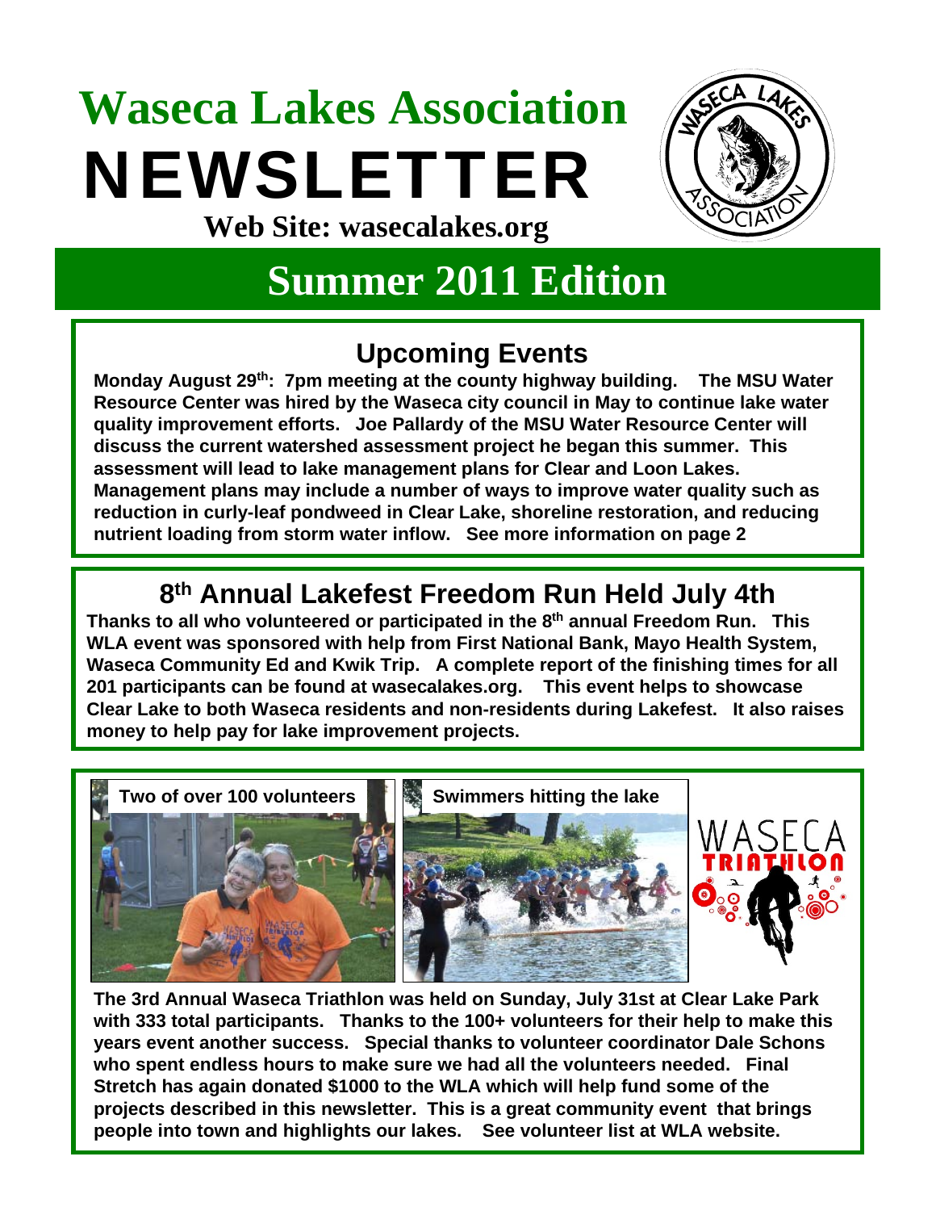# Waseca Lakes Association

# NEWSLETTER

**Web Site: wasecalakes.org**

## Summer 2011 Edition

### Upcoming Events

**Monday August 29th: 7pm meeting at the county highway building. The MSU Water Resource Center was hired by the Waseca city council in May to continue lake water quality improvement efforts. Joe Pallardy of the MSU Water Resource Center will discuss the current watershed assessment project he began this summer. This assessment will lead to lake management plans for Clear and Loon Lakes. Management plans may include a number of ways to improve water quality such as reduction in curly-leaf pondweed in Clear Lake, shoreline restoration, and reducing nutrient loading from storm water inflow. See more information on page 2**

### 8th Annual Lakefest Freedom Run Held July 4th

**Thanks to all who volunteered or participated in the 8th annual Freedom Run. This WLA event was sponsored with help from First National Bank, Mayo Health System, Waseca Community Ed and Kwik Trip. A complete report of the finishing times for all 201 participants can be found at wasecalakes.org. This event helps to showcase Clear Lake to both Waseca residents and non-residents during Lakefest. It also raises money to help pay for lake improvement projects.**

**Two of over 100 volunteers**

**Swimmers hitting the lake**

**The 3rd Annual Waseca Triathlon was held on Sunday, July 31st at Clear Lake Park with 333 total participants. Thanks to the 100+ volunteers for their help to make this years event another success. Special thanks to volunteer coordinator Dale Schons who spent endless hours to make sure we had all the volunteers needed. Final Stretch has again donated $1000 to the WLA which will help fund some of the projects described in this newsletter. This is a great community event that brings people into town and highlights our lakes. See volunteer list at WLA website.**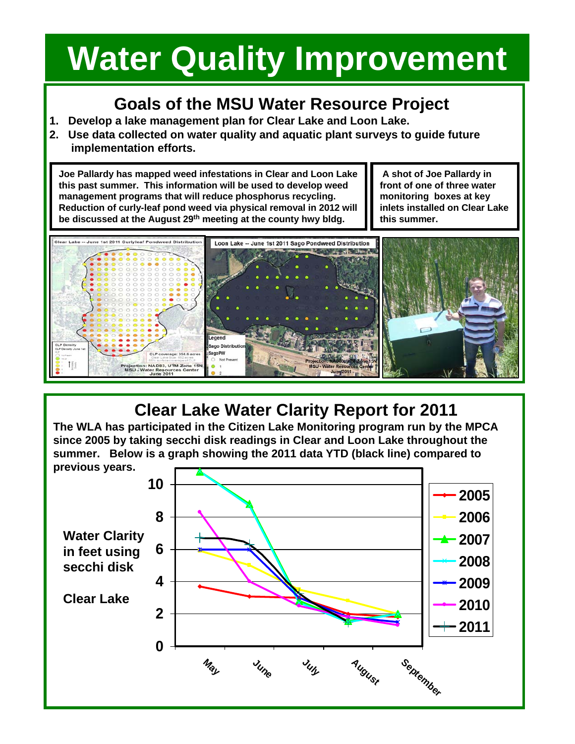# Water Quality Improvement

## Goals of the MSU Water Resource Project

1. Develop a lake management plan for Clear Lake and Loon Lake.
2. Use data collected on water quality and aquatic plant surveys to guide future implementation efforts.

**Joe Pallardy has mapped weed infestations in Clear and Loon Lake this past summer. This information will be used to develop weed management programs that will reduce phosphorus recycling. Reduction of curly-leaf pond weed via physical removal in 2012 will be discussed at the August 29th meeting at the county hwy bldg.**

**A shot of Joe Pallardy in front of one of three water monitoring boxes at key inlets installed on Clear Lake this summer.**

Clear Lake -- June 1st 2011 Curlyleaf Pondweed Distribution

Loon Lake -- June 1st 2011 Sago Pondweed Distribution

## Clear Lake Water Clarity Report for 2011

**The WLA has participated in the Citizen Lake Monitoring program run by the MPCA since 2005 by taking secchi disk readings in Clear and Loon Lake throughout the summer. Below is a graph showing the 2011 data YTD (black line) compared to previous years.**

Water Clarity in feet using secchi disk

Clear Lake

10
8
6
4
2
0

May
June
July
August
September

2005
2006
2007
2008
2009
2010
2011